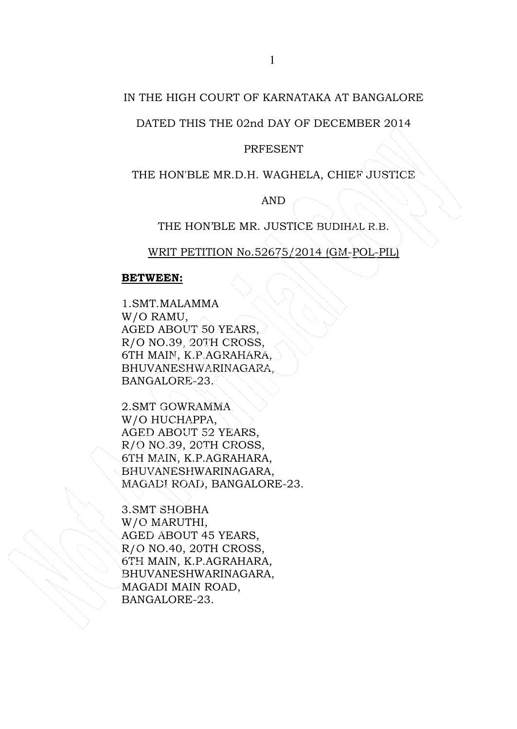IN THE HIGH COURT OF KARNATAKA AT BANGALORE

DATED THIS THE 02nd DAY OF DECEMBER 2014

PRFESENT

THE HON'BLE MR.D.H. WAGHELA, CHIEF JUSTICE

AND

THE HON'BLE MR. JUSTICE BUDIHAL R.B.

WRIT PETITION No.52675/2014 (GM-POL-PIL)

**BETWEEN:**

1.SMT.MALAMMA
W/O RAMU,
AGED ABOUT 50 YEARS,
R/O NO.39, 20TH CROSS,
6TH MAIN, K.P.AGRAHARA,
BHUVANESHWARINAGARA,
BANGALORE-23.

2.SMT GOWRAMMA
W/O HUCHAPPA,
AGED ABOUT 52 YEARS,
R/O NO.39, 20TH CROSS,
6TH MAIN, K.P.AGRAHARA,
BHUVANESHWARINAGARA,
MAGADI ROAD, BANGALORE-23.

3.SMT SHOBHA
W/O MARUTHI,
AGED ABOUT 45 YEARS,
R/O NO.40, 20TH CROSS,
6TH MAIN, K.P.AGRAHARA,
BHUVANESHWARINAGARA,
MAGADI MAIN ROAD,
BANGALORE-23.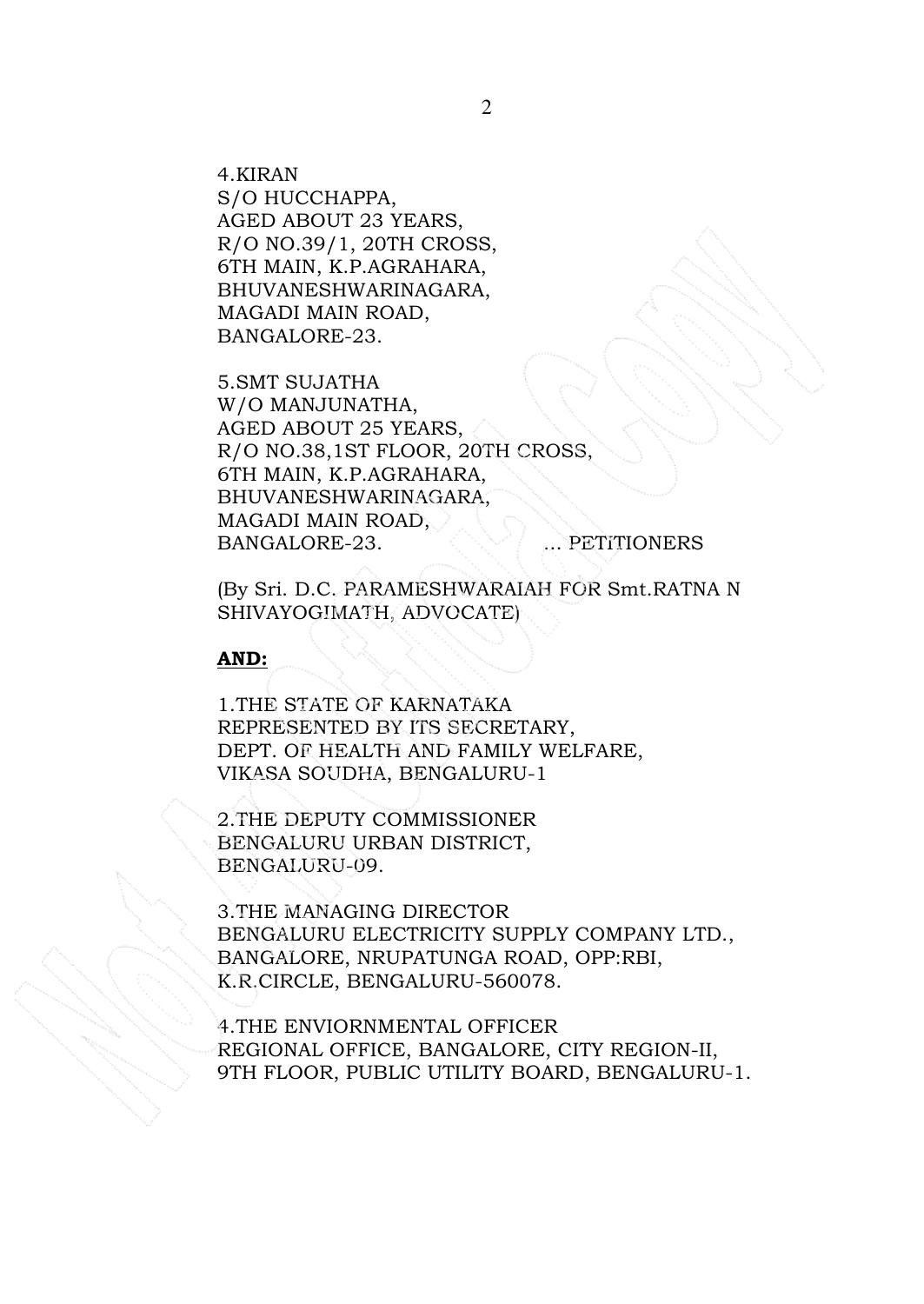4.KIRAN
S/O HUCCHAPPA,
AGED ABOUT 23 YEARS,
R/O NO.39/1, 20TH CROSS,
6TH MAIN, K.P.AGRAHARA,
BHUVANESHWARINAGARA,
MAGADI MAIN ROAD,
BANGALORE-23.

5.SMT SUJATHA
W/O MANJUNATHA,
AGED ABOUT 25 YEARS,
R/O NO.38,1ST FLOOR, 20TH CROSS,
6TH MAIN, K.P.AGRAHARA,
BHUVANESHWARINAGARA,
MAGADI MAIN ROAD,
BANGALORE-23. ... PETITIONERS

(By Sri. D.C. PARAMESHWARAIAH FOR Smt.RATNA N SHIVAYOGIMATH, ADVOCATE)

**AND:**

1.THE STATE OF KARNATAKA
REPRESENTED BY ITS SECRETARY,
DEPT. OF HEALTH AND FAMILY WELFARE,
VIKASA SOUDHA, BENGALURU-1

2.THE DEPUTY COMMISSIONER
BENGALURU URBAN DISTRICT,
BENGALURU-09.

3.THE MANAGING DIRECTOR
BENGALURU ELECTRICITY SUPPLY COMPANY LTD.,
BANGALORE, NRUPATUNGA ROAD, OPP:RBI,
K.R.CIRCLE, BENGALURU-560078.

4.THE ENVIORNMENTAL OFFICER
REGIONAL OFFICE, BANGALORE, CITY REGION-II,
9TH FLOOR, PUBLIC UTILITY BOARD, BENGALURU-1.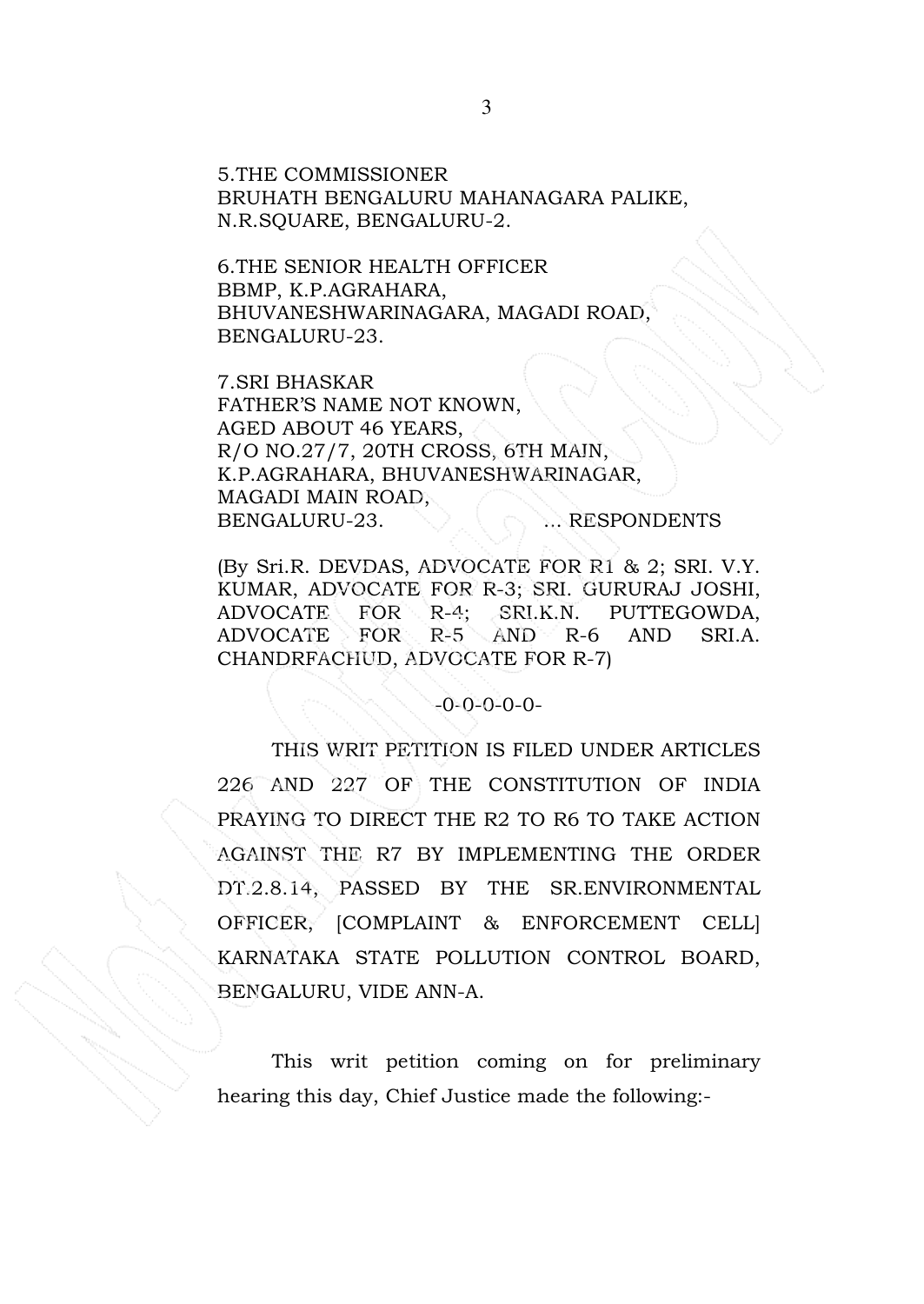5.THE COMMISSIONER
BRUHATH BENGALURU MAHANAGARA PALIKE,
N.R.SQUARE, BENGALURU-2.

6.THE SENIOR HEALTH OFFICER
BBMP, K.P.AGRAHARA,
BHUVANESHWARINAGARA, MAGADI ROAD,
BENGALURU-23.

7.SRI BHASKAR
FATHER'S NAME NOT KNOWN,
AGED ABOUT 46 YEARS,
R/O NO.27/7, 20TH CROSS, 6TH MAIN,
K.P.AGRAHARA, BHUVANESHWARINAGAR,
MAGADI MAIN ROAD,
BENGALURU-23. ... RESPONDENTS

(By Sri.R. DEVDAS, ADVOCATE FOR R1 & 2; SRI. V.Y. KUMAR, ADVOCATE FOR R-3; SRI. GURURAJ JOSHI, ADVOCATE FOR R-4; SRI.K.N. PUTTEGOWDA, ADVOCATE FOR R-5 AND R-6 AND SRI.A. CHANDRFACHUD, ADVOCATE FOR R-7)

-0-0-0-0-0-

THIS WRIT PETITION IS FILED UNDER ARTICLES 226 AND 227 OF THE CONSTITUTION OF INDIA PRAYING TO DIRECT THE R2 TO R6 TO TAKE ACTION AGAINST THE R7 BY IMPLEMENTING THE ORDER DT.2.8.14, PASSED BY THE SR.ENVIRONMENTAL OFFICER, [COMPLAINT & ENFORCEMENT CELL] KARNATAKA STATE POLLUTION CONTROL BOARD, BENGALURU, VIDE ANN-A.

This writ petition coming on for preliminary hearing this day, Chief Justice made the following:-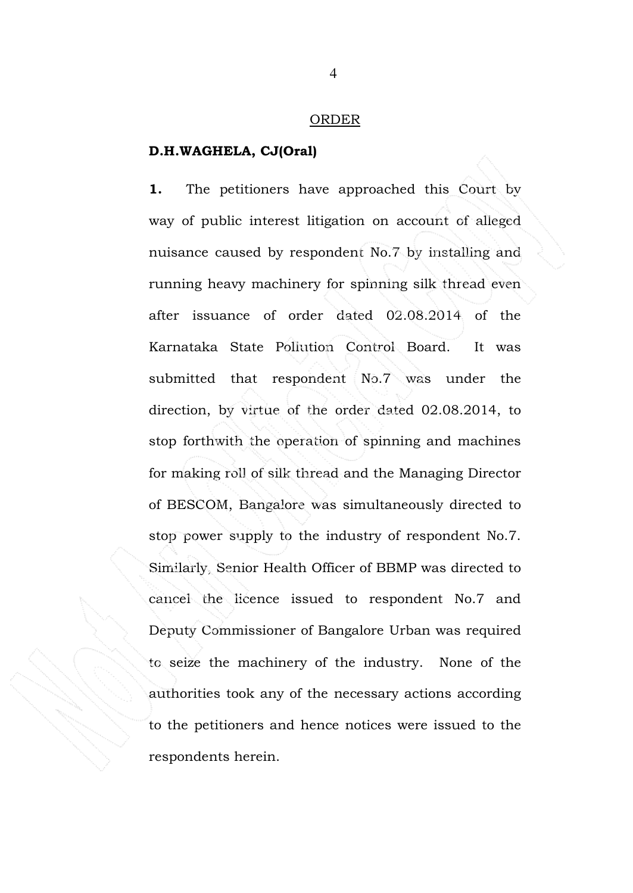<u>ORDER</u>

**D.H.WAGHELA, CJ(Oral)**

**1.** The petitioners have approached this Court by way of public interest litigation on account of alleged nuisance caused by respondent No.7 by installing and running heavy machinery for spinning silk thread even after issuance of order dated 02.08.2014 of the Karnataka State Pollution Control Board. It was submitted that respondent No.7 was under the direction, by virtue of the order dated 02.08.2014, to stop forthwith the operation of spinning and machines for making roll of silk thread and the Managing Director of BESCOM, Bangalore was simultaneously directed to stop power supply to the industry of respondent No.7. Similarly, Senior Health Officer of BBMP was directed to cancel the licence issued to respondent No.7 and Deputy Commissioner of Bangalore Urban was required to seize the machinery of the industry. None of the authorities took any of the necessary actions according to the petitioners and hence notices were issued to the respondents herein.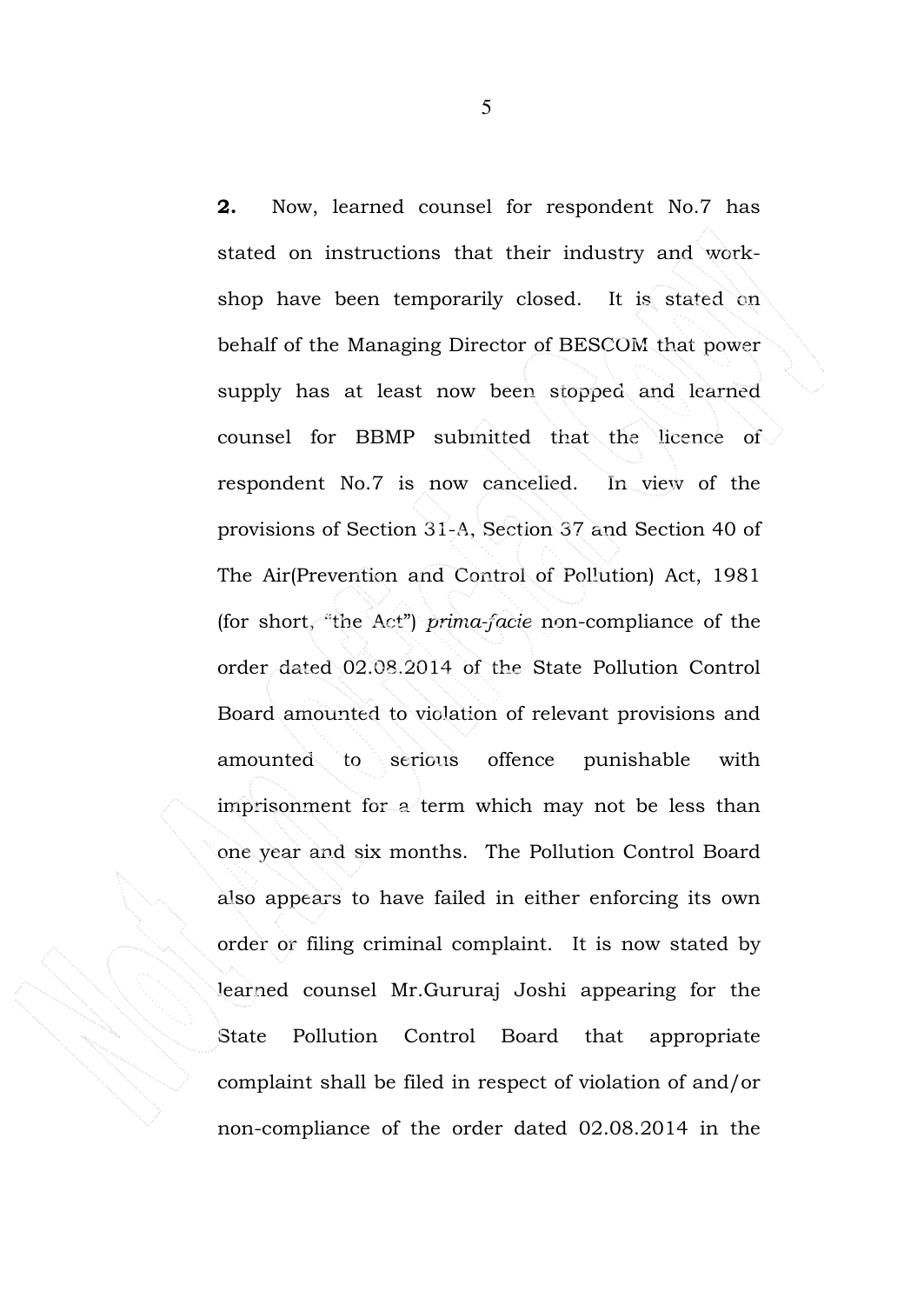**2.** Now, learned counsel for respondent No.7 has stated on instructions that their industry and work-shop have been temporarily closed. It is stated on behalf of the Managing Director of BESCOM that power supply has at least now been stopped and learned counsel for BBMP submitted that the licence of respondent No.7 is now cancelled. In view of the provisions of Section 31-A, Section 37 and Section 40 of The Air(Prevention and Control of Pollution) Act, 1981 (for short, "the Act") *prima-facie* non-compliance of the order dated 02.08.2014 of the State Pollution Control Board amounted to violation of relevant provisions and amounted to serious offence punishable with imprisonment for a term which may not be less than one year and six months. The Pollution Control Board also appears to have failed in either enforcing its own order or filing criminal complaint. It is now stated by learned counsel Mr.Gururaj Joshi appearing for the State Pollution Control Board that appropriate complaint shall be filed in respect of violation of and/or non-compliance of the order dated 02.08.2014 in the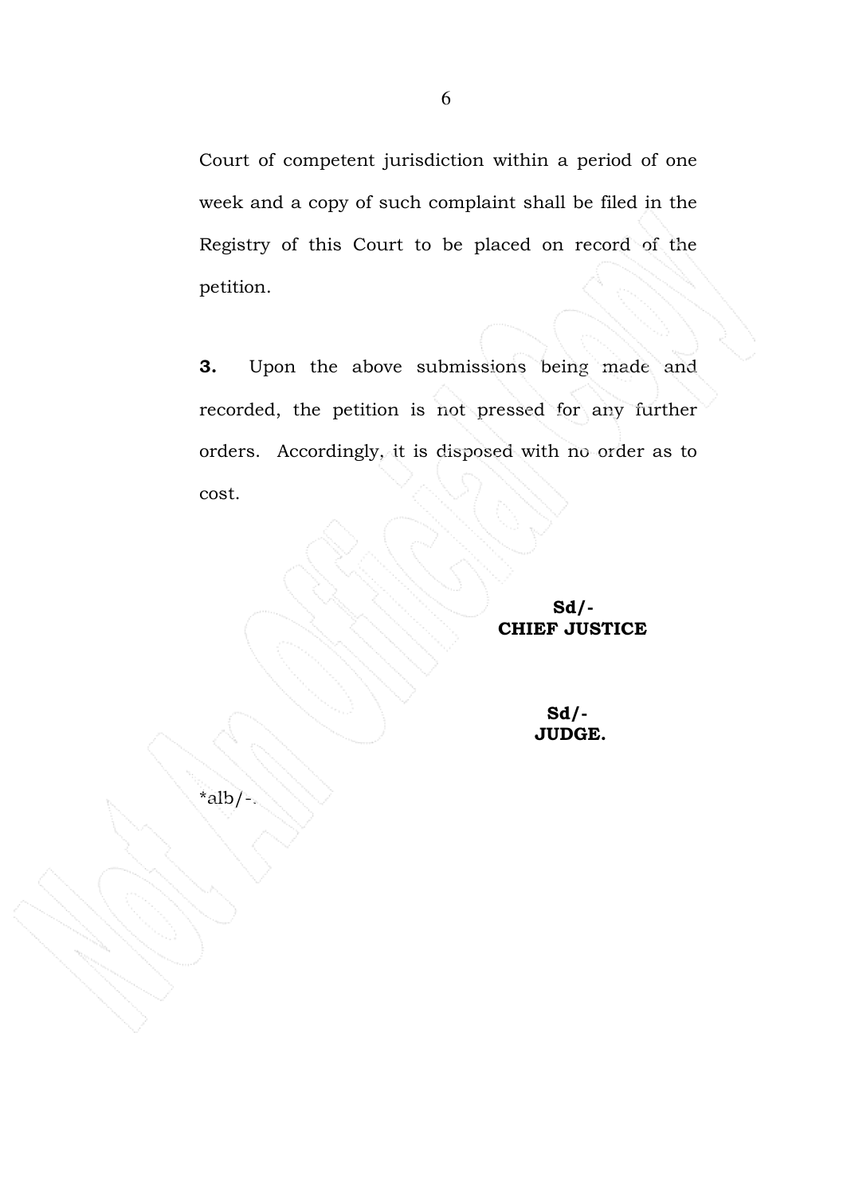Court of competent jurisdiction within a period of one week and a copy of such complaint shall be filed in the Registry of this Court to be placed on record of the petition.

**3.** Upon the above submissions being made and recorded, the petition is not pressed for any further orders. Accordingly, it is disposed with no order as to cost.

**Sd/-**
**CHIEF JUSTICE**

**Sd/-**
**JUDGE.**

*alb/-.